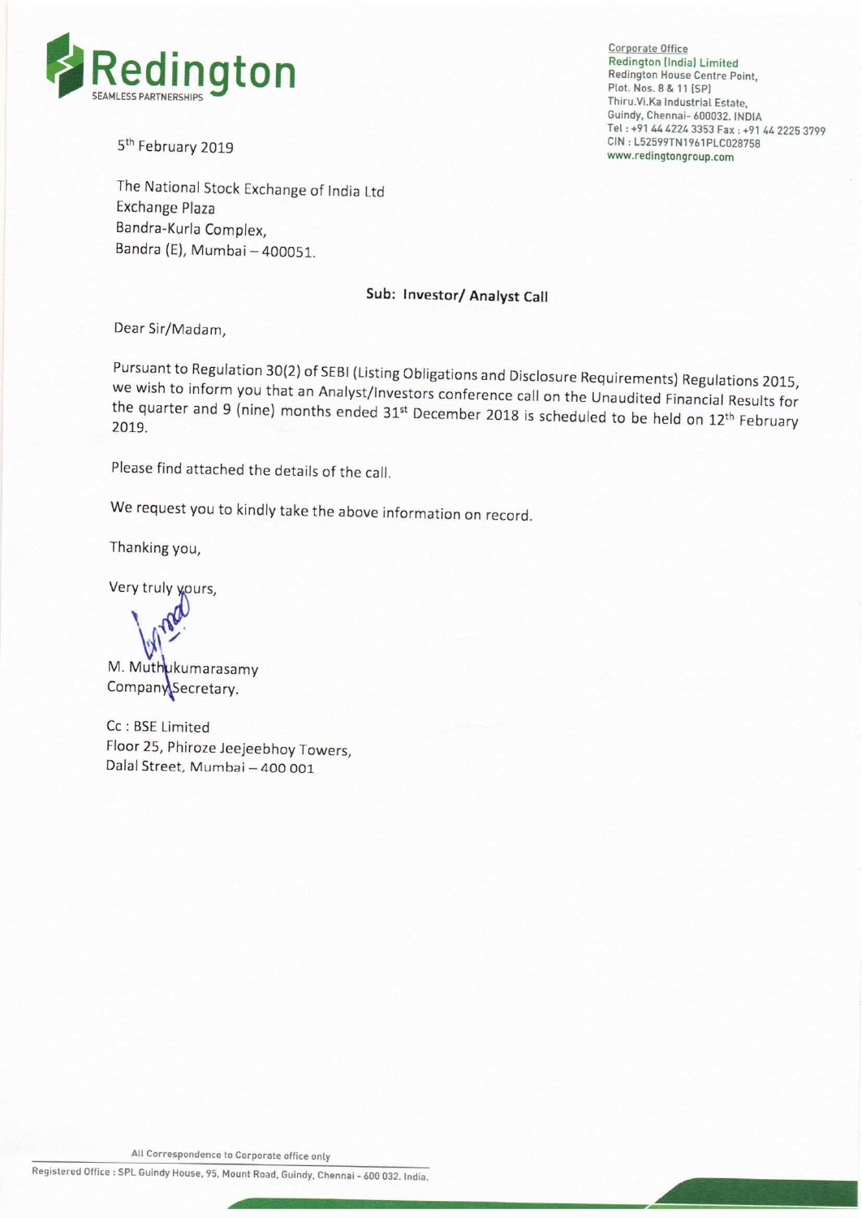**Redington**
SEAMLESS PARTNERSHIPS

Corporate Office
Redington (India) Limited
Redington House Centre Point,
Plot. Nos. 8 & 11 (SP)
Thiru.Vi.Ka Industrial Estate,
Guindy, Chennai- 600032. INDIA
Tel : +91 44 4224 3353 Fax : +91 44 2225 3799
CIN : L52599TN1961PLC028758
www.redingtongroup.com

5th February 2019

The National Stock Exchange of India Ltd
Exchange Plaza
Bandra-Kurla Complex,
Bandra (E), Mumbai – 400051.

**Sub: Investor/ Analyst Call**

Dear Sir/Madam,

Pursuant to Regulation 30(2) of SEBI (Listing Obligations and Disclosure Requirements) Regulations 2015, we wish to inform you that an Analyst/Investors conference call on the Unaudited Financial Results for the quarter and 9 (nine) months ended 31st December 2018 is scheduled to be held on 12th February 2019.

Please find attached the details of the call.

We request you to kindly take the above information on record.

Thanking you,

Very truly yours,

M. Muthukumarasamy
Company Secretary.

Cc : BSE Limited
Floor 25, Phiroze Jeejeebhoy Towers,
Dalal Street, Mumbai – 400 001

All Correspondence to Corporate office only

Registered Office : SPL Guindy House, 95, Mount Road, Guindy, Chennai - 600 032. India.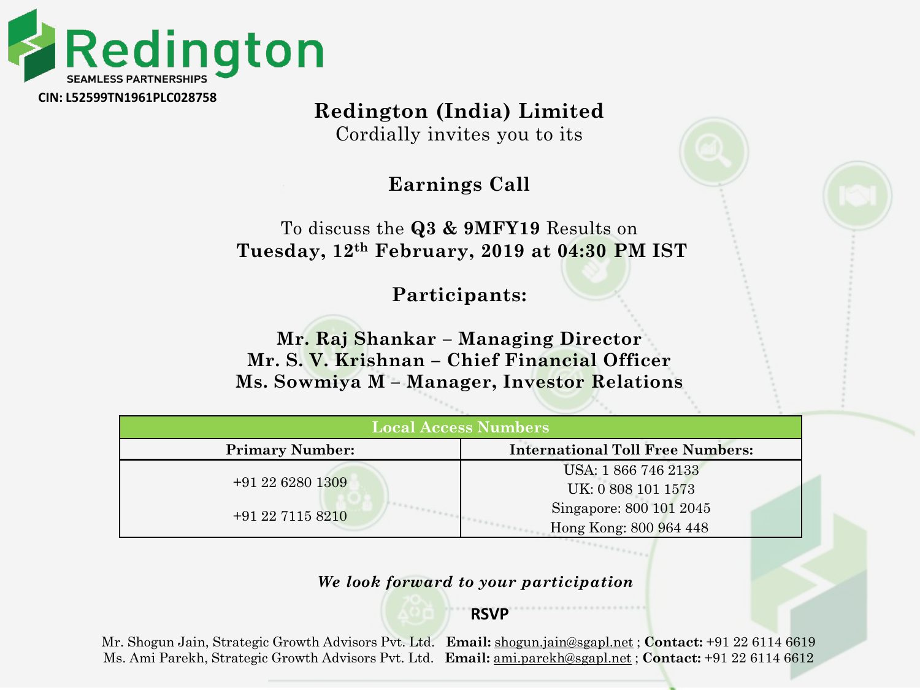Redington

SEAMLESS PARTNERSHIPS

CIN: L52599TN1961PLC028758

# Redington (India) Limited

Cordially invites you to its

## Earnings Call

To discuss the **Q3 & 9MFY19** Results on
**Tuesday, 12th February, 2019 at 04:30 PM IST**

## Participants:

**Mr. Raj Shankar – Managing Director**
**Mr. S. V. Krishnan – Chief Financial Officer**
**Ms. Sowmiya M – Manager, Investor Relations**

| Local Access Numbers | |
|---|---|
| **Primary Number:** | **International Toll Free Numbers:** |
| +91 22 6280 1309<br>+91 22 7115 8210 | USA: 1 866 746 2133<br>UK: 0 808 101 1573<br>Singapore: 800 101 2045<br>Hong Kong: 800 964 448 |

***We look forward to your participation***

**RSVP**

Mr. Shogun Jain, Strategic Growth Advisors Pvt. Ltd. **Email:** shogun.jain@sgapl.net ; **Contact:** +91 22 6114 6619
Ms. Ami Parekh, Strategic Growth Advisors Pvt. Ltd. **Email:** ami.parekh@sgapl.net ; **Contact:** +91 22 6114 6612